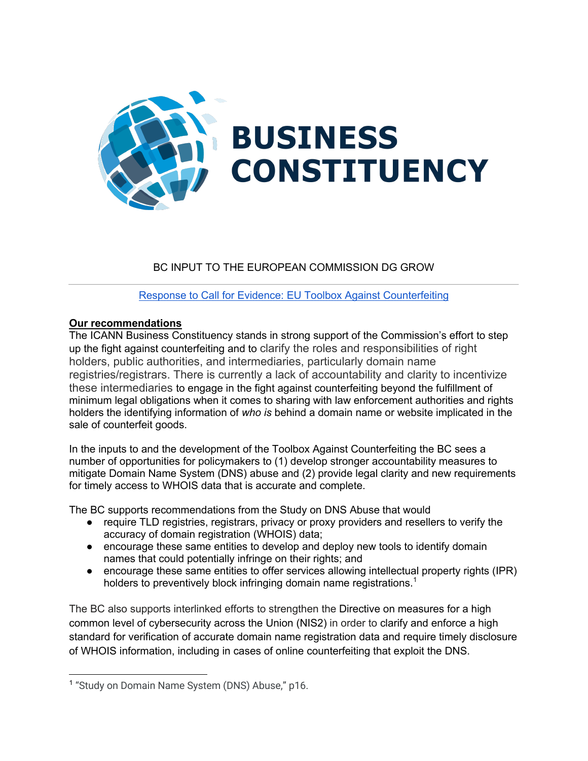# BUSINESS CONSTITUENCY

BC INPUT TO THE EUROPEAN COMMISSION DG GROW

[Response to Call for Evidence: EU Toolbox Against Counterfeiting]

**Our recommendations**

The ICANN Business Constituency stands in strong support of the Commission's effort to step up the fight against counterfeiting and to clarify the roles and responsibilities of right holders, public authorities, and intermediaries, particularly domain name registries/registrars. There is currently a lack of accountability and clarity to incentivize these intermediaries to engage in the fight against counterfeiting beyond the fulfillment of minimum legal obligations when it comes to sharing with law enforcement authorities and rights holders the identifying information of *who is* behind a domain name or website implicated in the sale of counterfeit goods.

In the inputs to and the development of the Toolbox Against Counterfeiting the BC sees a number of opportunities for policymakers to (1) develop stronger accountability measures to mitigate Domain Name System (DNS) abuse and (2) provide legal clarity and new requirements for timely access to WHOIS data that is accurate and complete.

The BC supports recommendations from the Study on DNS Abuse that would

- require TLD registries, registrars, privacy or proxy providers and resellers to verify the accuracy of domain registration (WHOIS) data;
- encourage these same entities to develop and deploy new tools to identify domain names that could potentially infringe on their rights; and
- encourage these same entities to offer services allowing intellectual property rights (IPR) holders to preventively block infringing domain name registrations.[1]

The BC also supports interlinked efforts to strengthen the Directive on measures for a high common level of cybersecurity across the Union (NIS2) in order to clarify and enforce a high standard for verification of accurate domain name registration data and require timely disclosure of WHOIS information, including in cases of online counterfeiting that exploit the DNS.

[1] "Study on Domain Name System (DNS) Abuse," p16.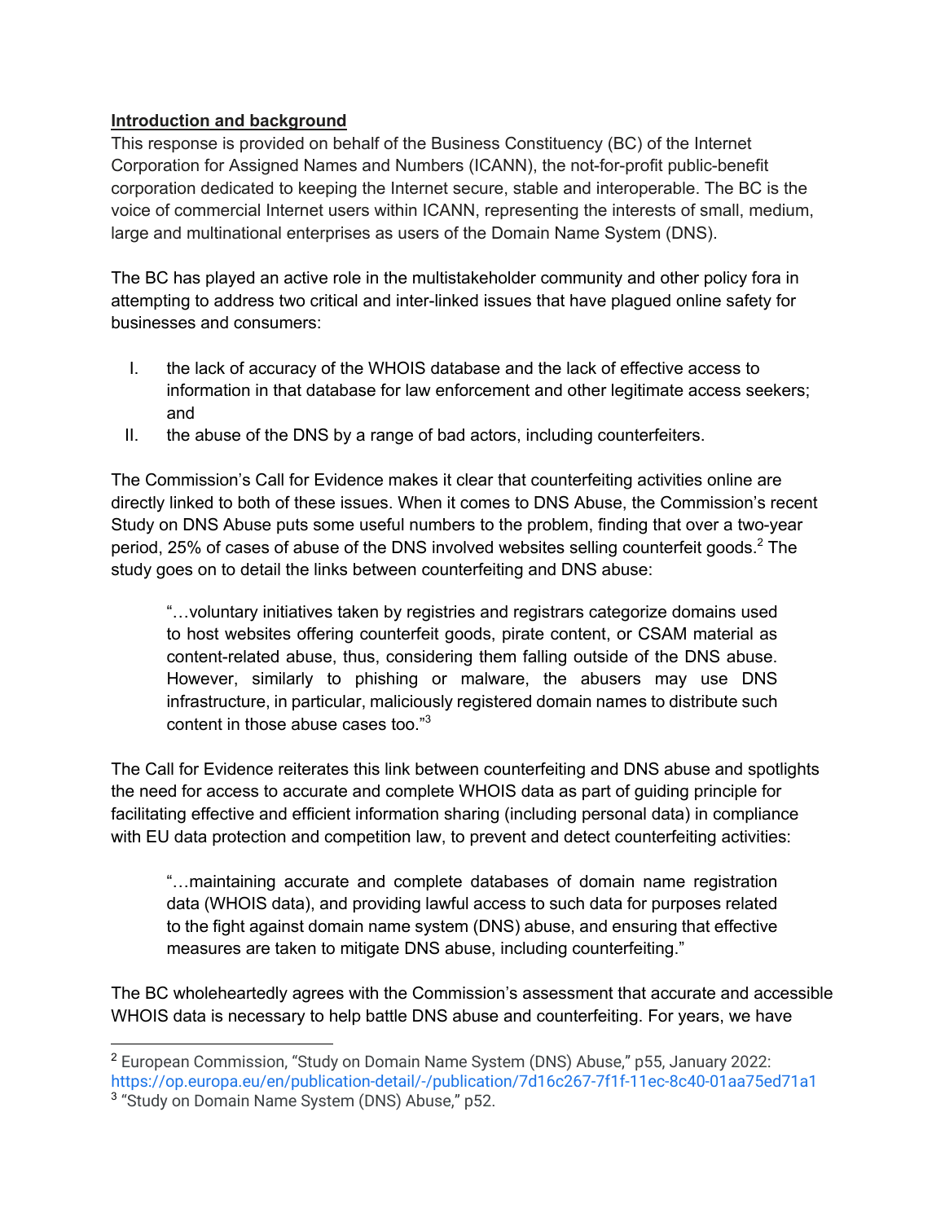**Introduction and background**

This response is provided on behalf of the Business Constituency (BC) of the Internet Corporation for Assigned Names and Numbers (ICANN), the not-for-profit public-benefit corporation dedicated to keeping the Internet secure, stable and interoperable. The BC is the voice of commercial Internet users within ICANN, representing the interests of small, medium, large and multinational enterprises as users of the Domain Name System (DNS).

The BC has played an active role in the multistakeholder community and other policy fora in attempting to address two critical and inter-linked issues that have plagued online safety for businesses and consumers:

I. the lack of accuracy of the WHOIS database and the lack of effective access to information in that database for law enforcement and other legitimate access seekers; and
II. the abuse of the DNS by a range of bad actors, including counterfeiters.

The Commission's Call for Evidence makes it clear that counterfeiting activities online are directly linked to both of these issues. When it comes to DNS Abuse, the Commission's recent Study on DNS Abuse puts some useful numbers to the problem, finding that over a two-year period, 25% of cases of abuse of the DNS involved websites selling counterfeit goods.[2] The study goes on to detail the links between counterfeiting and DNS abuse:

> "…voluntary initiatives taken by registries and registrars categorize domains used to host websites offering counterfeit goods, pirate content, or CSAM material as content-related abuse, thus, considering them falling outside of the DNS abuse. However, similarly to phishing or malware, the abusers may use DNS infrastructure, in particular, maliciously registered domain names to distribute such content in those abuse cases too."[3]

The Call for Evidence reiterates this link between counterfeiting and DNS abuse and spotlights the need for access to accurate and complete WHOIS data as part of guiding principle for facilitating effective and efficient information sharing (including personal data) in compliance with EU data protection and competition law, to prevent and detect counterfeiting activities:

> "…maintaining accurate and complete databases of domain name registration data (WHOIS data), and providing lawful access to such data for purposes related to the fight against domain name system (DNS) abuse, and ensuring that effective measures are taken to mitigate DNS abuse, including counterfeiting."

The BC wholeheartedly agrees with the Commission's assessment that accurate and accessible WHOIS data is necessary to help battle DNS abuse and counterfeiting. For years, we have

---

[2] European Commission, "Study on Domain Name System (DNS) Abuse," p55, January 2022: https://op.europa.eu/en/publication-detail/-/publication/7d16c267-7f1f-11ec-8c40-01aa75ed71a1

[3] "Study on Domain Name System (DNS) Abuse," p52.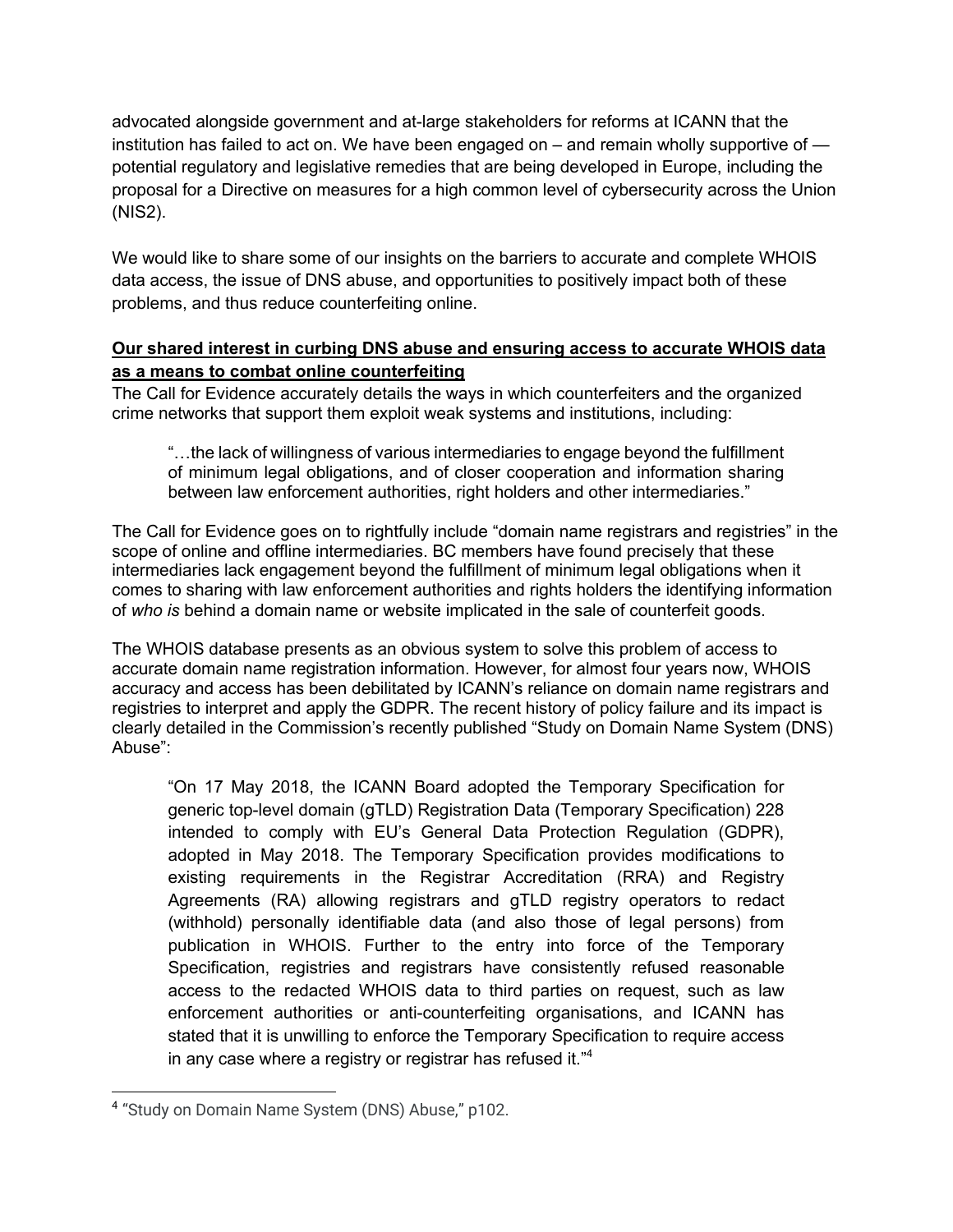advocated alongside government and at-large stakeholders for reforms at ICANN that the institution has failed to act on. We have been engaged on – and remain wholly supportive of — potential regulatory and legislative remedies that are being developed in Europe, including the proposal for a Directive on measures for a high common level of cybersecurity across the Union (NIS2).

We would like to share some of our insights on the barriers to accurate and complete WHOIS data access, the issue of DNS abuse, and opportunities to positively impact both of these problems, and thus reduce counterfeiting online.

**Our shared interest in curbing DNS abuse and ensuring access to accurate WHOIS data as a means to combat online counterfeiting**

The Call for Evidence accurately details the ways in which counterfeiters and the organized crime networks that support them exploit weak systems and institutions, including:

> "…the lack of willingness of various intermediaries to engage beyond the fulfillment of minimum legal obligations, and of closer cooperation and information sharing between law enforcement authorities, right holders and other intermediaries."

The Call for Evidence goes on to rightfully include "domain name registrars and registries" in the scope of online and offline intermediaries. BC members have found precisely that these intermediaries lack engagement beyond the fulfillment of minimum legal obligations when it comes to sharing with law enforcement authorities and rights holders the identifying information of *who is* behind a domain name or website implicated in the sale of counterfeit goods.

The WHOIS database presents as an obvious system to solve this problem of access to accurate domain name registration information. However, for almost four years now, WHOIS accuracy and access has been debilitated by ICANN's reliance on domain name registrars and registries to interpret and apply the GDPR. The recent history of policy failure and its impact is clearly detailed in the Commission's recently published "Study on Domain Name System (DNS) Abuse":

> "On 17 May 2018, the ICANN Board adopted the Temporary Specification for generic top-level domain (gTLD) Registration Data (Temporary Specification) 228 intended to comply with EU's General Data Protection Regulation (GDPR), adopted in May 2018. The Temporary Specification provides modifications to existing requirements in the Registrar Accreditation (RRA) and Registry Agreements (RA) allowing registrars and gTLD registry operators to redact (withhold) personally identifiable data (and also those of legal persons) from publication in WHOIS. Further to the entry into force of the Temporary Specification, registries and registrars have consistently refused reasonable access to the redacted WHOIS data to third parties on request, such as law enforcement authorities or anti-counterfeiting organisations, and ICANN has stated that it is unwilling to enforce the Temporary Specification to require access in any case where a registry or registrar has refused it."[4]

[4] "Study on Domain Name System (DNS) Abuse," p102.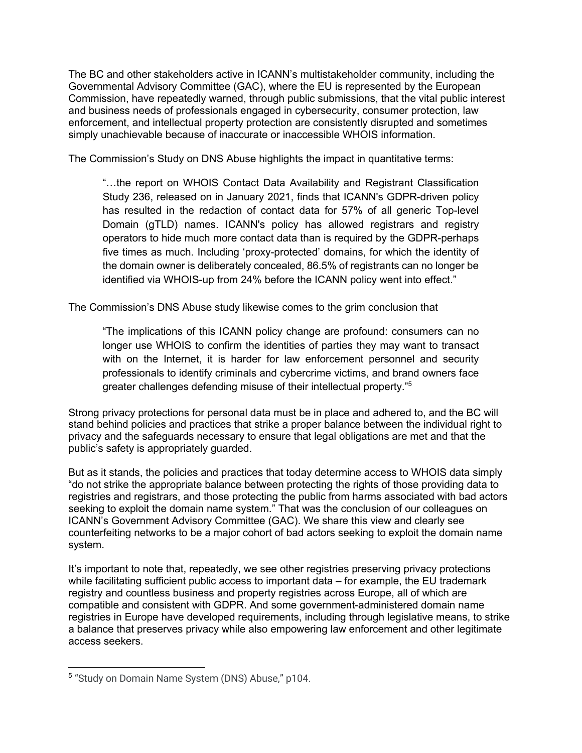The BC and other stakeholders active in ICANN's multistakeholder community, including the Governmental Advisory Committee (GAC), where the EU is represented by the European Commission, have repeatedly warned, through public submissions, that the vital public interest and business needs of professionals engaged in cybersecurity, consumer protection, law enforcement, and intellectual property protection are consistently disrupted and sometimes simply unachievable because of inaccurate or inaccessible WHOIS information.

The Commission's Study on DNS Abuse highlights the impact in quantitative terms:

> "…the report on WHOIS Contact Data Availability and Registrant Classification Study 236, released on in January 2021, finds that ICANN's GDPR-driven policy has resulted in the redaction of contact data for 57% of all generic Top-level Domain (gTLD) names. ICANN's policy has allowed registrars and registry operators to hide much more contact data than is required by the GDPR-perhaps five times as much. Including 'proxy-protected' domains, for which the identity of the domain owner is deliberately concealed, 86.5% of registrants can no longer be identified via WHOIS-up from 24% before the ICANN policy went into effect."

The Commission's DNS Abuse study likewise comes to the grim conclusion that

> "The implications of this ICANN policy change are profound: consumers can no longer use WHOIS to confirm the identities of parties they may want to transact with on the Internet, it is harder for law enforcement personnel and security professionals to identify criminals and cybercrime victims, and brand owners face greater challenges defending misuse of their intellectual property."[5]

Strong privacy protections for personal data must be in place and adhered to, and the BC will stand behind policies and practices that strike a proper balance between the individual right to privacy and the safeguards necessary to ensure that legal obligations are met and that the public's safety is appropriately guarded.

But as it stands, the policies and practices that today determine access to WHOIS data simply "do not strike the appropriate balance between protecting the rights of those providing data to registries and registrars, and those protecting the public from harms associated with bad actors seeking to exploit the domain name system." That was the conclusion of our colleagues on ICANN's Government Advisory Committee (GAC). We share this view and clearly see counterfeiting networks to be a major cohort of bad actors seeking to exploit the domain name system.

It's important to note that, repeatedly, we see other registries preserving privacy protections while facilitating sufficient public access to important data – for example, the EU trademark registry and countless business and property registries across Europe, all of which are compatible and consistent with GDPR. And some government-administered domain name registries in Europe have developed requirements, including through legislative means, to strike a balance that preserves privacy while also empowering law enforcement and other legitimate access seekers.

---

[5] "Study on Domain Name System (DNS) Abuse," p104.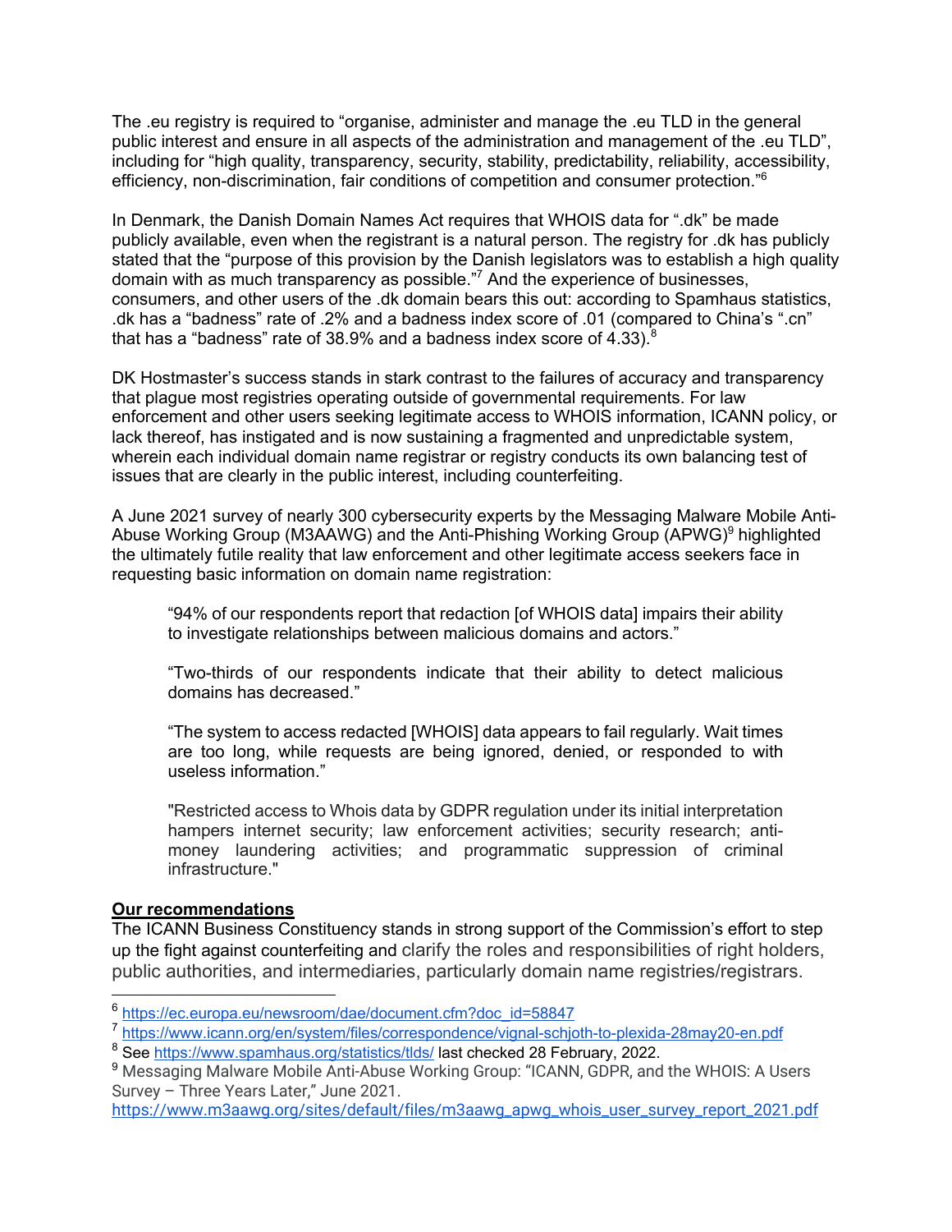The .eu registry is required to "organise, administer and manage the .eu TLD in the general public interest and ensure in all aspects of the administration and management of the .eu TLD", including for "high quality, transparency, security, stability, predictability, reliability, accessibility, efficiency, non-discrimination, fair conditions of competition and consumer protection."[6]

In Denmark, the Danish Domain Names Act requires that WHOIS data for ".dk" be made publicly available, even when the registrant is a natural person. The registry for .dk has publicly stated that the "purpose of this provision by the Danish legislators was to establish a high quality domain with as much transparency as possible."[7] And the experience of businesses, consumers, and other users of the .dk domain bears this out: according to Spamhaus statistics, .dk has a "badness" rate of .2% and a badness index score of .01 (compared to China's ".cn" that has a "badness" rate of 38.9% and a badness index score of 4.33).[8]

DK Hostmaster's success stands in stark contrast to the failures of accuracy and transparency that plague most registries operating outside of governmental requirements. For law enforcement and other users seeking legitimate access to WHOIS information, ICANN policy, or lack thereof, has instigated and is now sustaining a fragmented and unpredictable system, wherein each individual domain name registrar or registry conducts its own balancing test of issues that are clearly in the public interest, including counterfeiting.

A June 2021 survey of nearly 300 cybersecurity experts by the Messaging Malware Mobile Anti-Abuse Working Group (M3AAWG) and the Anti-Phishing Working Group (APWG)[9] highlighted the ultimately futile reality that law enforcement and other legitimate access seekers face in requesting basic information on domain name registration:

> "94% of our respondents report that redaction [of WHOIS data] impairs their ability to investigate relationships between malicious domains and actors."
>
> "Two-thirds of our respondents indicate that their ability to detect malicious domains has decreased."
>
> "The system to access redacted [WHOIS] data appears to fail regularly. Wait times are too long, while requests are being ignored, denied, or responded to with useless information."
>
> "Restricted access to Whois data by GDPR regulation under its initial interpretation hampers internet security; law enforcement activities; security research; anti-money laundering activities; and programmatic suppression of criminal infrastructure."

**Our recommendations**

The ICANN Business Constituency stands in strong support of the Commission's effort to step up the fight against counterfeiting and clarify the roles and responsibilities of right holders, public authorities, and intermediaries, particularly domain name registries/registrars.

---

[6] https://ec.europa.eu/newsroom/dae/document.cfm?doc_id=58847

[7] https://www.icann.org/en/system/files/correspondence/vignal-schjoth-to-plexida-28may20-en.pdf

[8] See https://www.spamhaus.org/statistics/tlds/ last checked 28 February, 2022.

[9] Messaging Malware Mobile Anti-Abuse Working Group: "ICANN, GDPR, and the WHOIS: A Users Survey – Three Years Later," June 2021. https://www.m3aawg.org/sites/default/files/m3aawg_apwg_whois_user_survey_report_2021.pdf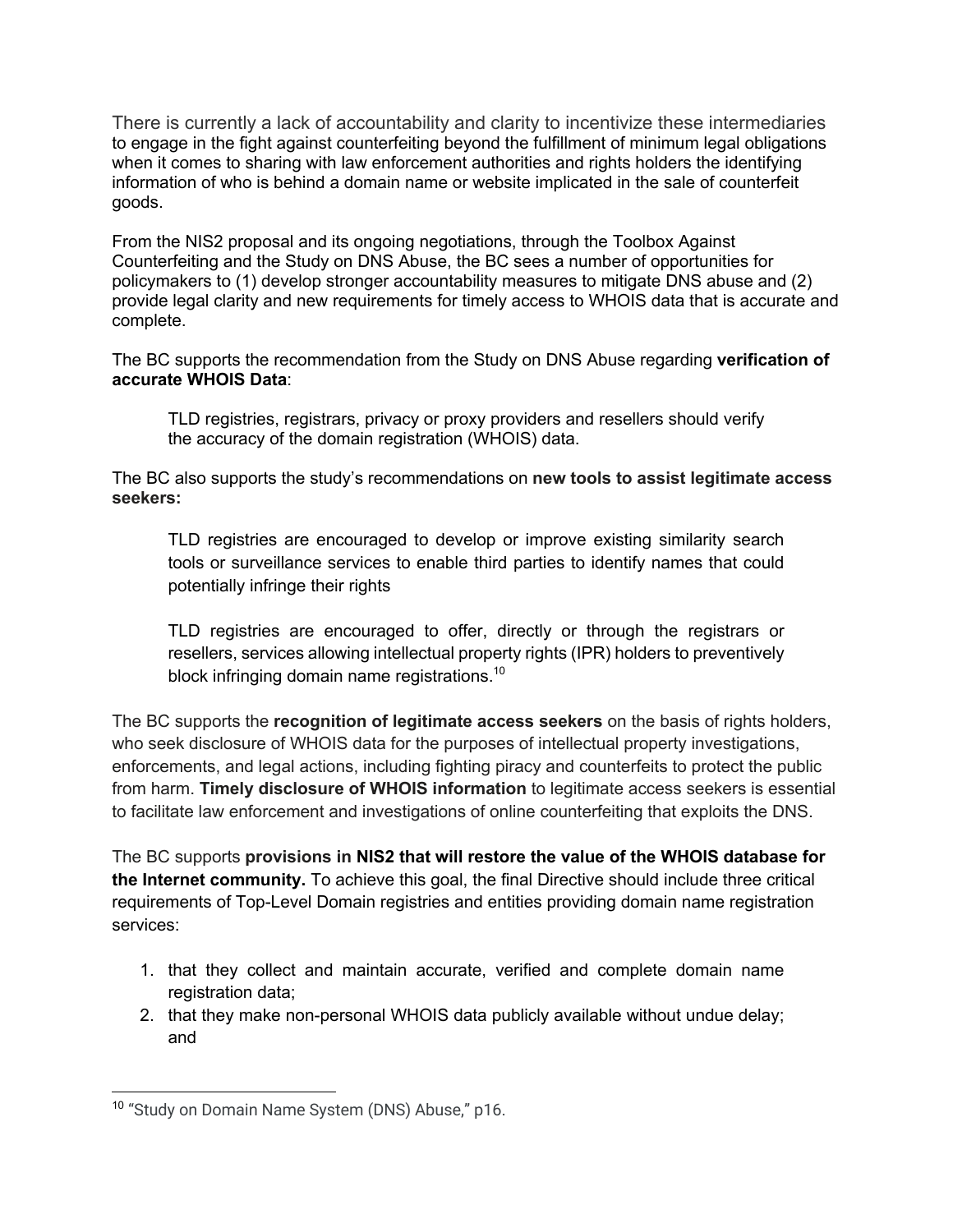There is currently a lack of accountability and clarity to incentivize these intermediaries to engage in the fight against counterfeiting beyond the fulfillment of minimum legal obligations when it comes to sharing with law enforcement authorities and rights holders the identifying information of who is behind a domain name or website implicated in the sale of counterfeit goods.

From the NIS2 proposal and its ongoing negotiations, through the Toolbox Against Counterfeiting and the Study on DNS Abuse, the BC sees a number of opportunities for policymakers to (1) develop stronger accountability measures to mitigate DNS abuse and (2) provide legal clarity and new requirements for timely access to WHOIS data that is accurate and complete.

The BC supports the recommendation from the Study on DNS Abuse regarding **verification of accurate WHOIS Data**:

> TLD registries, registrars, privacy or proxy providers and resellers should verify the accuracy of the domain registration (WHOIS) data.

The BC also supports the study's recommendations on **new tools to assist legitimate access seekers:**

> TLD registries are encouraged to develop or improve existing similarity search tools or surveillance services to enable third parties to identify names that could potentially infringe their rights
>
> TLD registries are encouraged to offer, directly or through the registrars or resellers, services allowing intellectual property rights (IPR) holders to preventively block infringing domain name registrations.[10]

The BC supports the **recognition of legitimate access seekers** on the basis of rights holders, who seek disclosure of WHOIS data for the purposes of intellectual property investigations, enforcements, and legal actions, including fighting piracy and counterfeits to protect the public from harm. **Timely disclosure of WHOIS information** to legitimate access seekers is essential to facilitate law enforcement and investigations of online counterfeiting that exploits the DNS.

The BC supports **provisions in NIS2 that will restore the value of the WHOIS database for the Internet community.** To achieve this goal, the final Directive should include three critical requirements of Top-Level Domain registries and entities providing domain name registration services:

1. that they collect and maintain accurate, verified and complete domain name registration data;
2. that they make non-personal WHOIS data publicly available without undue delay; and

[10] "Study on Domain Name System (DNS) Abuse," p16.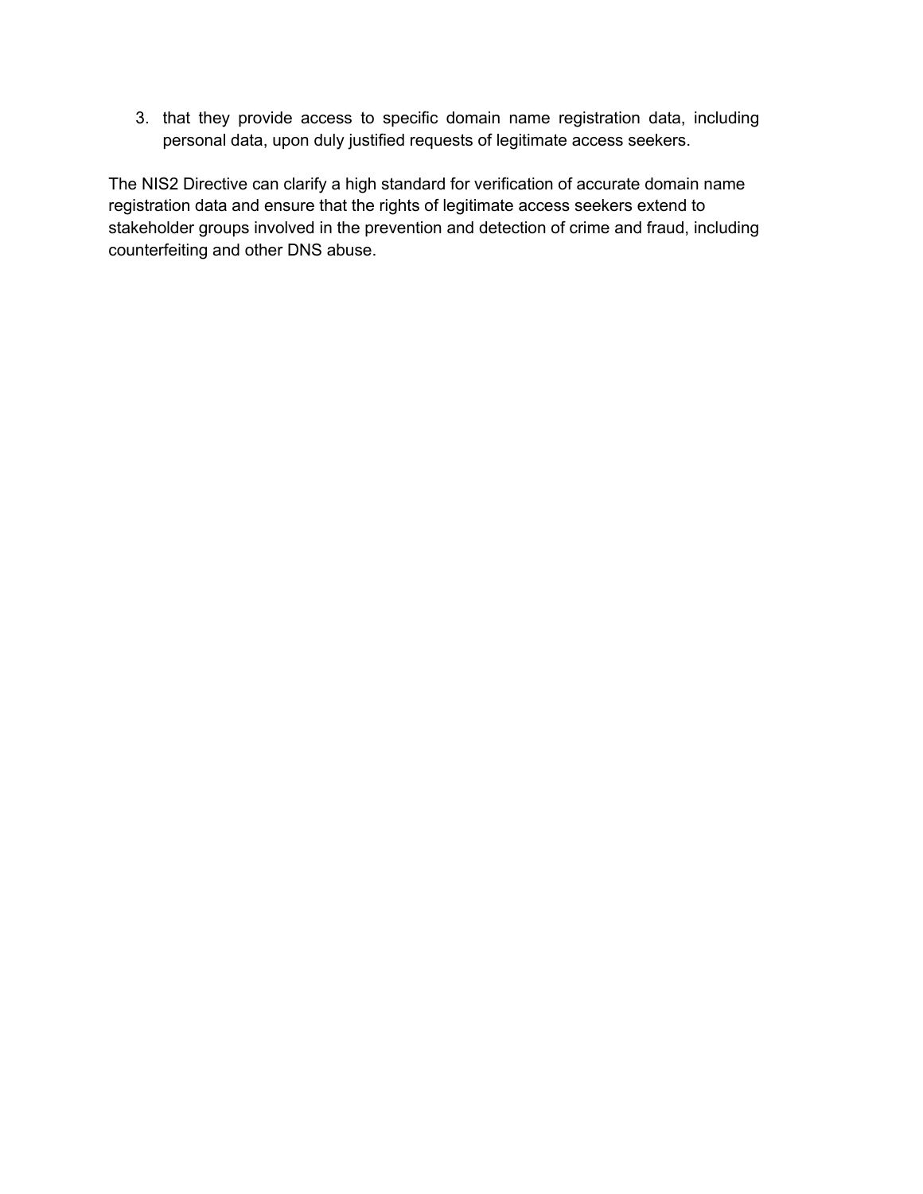3. that they provide access to specific domain name registration data, including personal data, upon duly justified requests of legitimate access seekers.

The NIS2 Directive can clarify a high standard for verification of accurate domain name registration data and ensure that the rights of legitimate access seekers extend to stakeholder groups involved in the prevention and detection of crime and fraud, including counterfeiting and other DNS abuse.